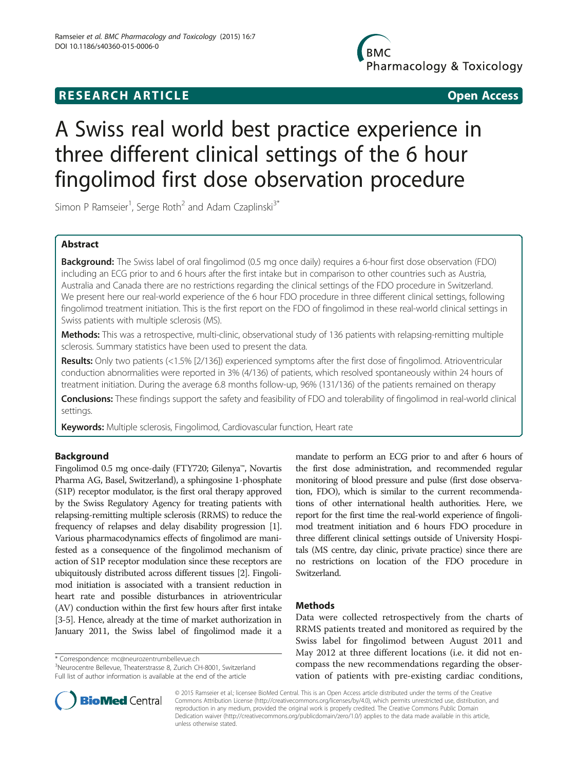**RESEARCH ARTICLE** **Open Access**

# A Swiss real world best practice experience in three different clinical settings of the 6 hour fingolimod first dose observation procedure

Simon P Ramseier[1], Serge Roth[2] and Adam Czaplinski[3*]

## Abstract

**Background:** The Swiss label of oral fingolimod (0.5 mg once daily) requires a 6-hour first dose observation (FDO) including an ECG prior to and 6 hours after the first intake but in comparison to other countries such as Austria, Australia and Canada there are no restrictions regarding the clinical settings of the FDO procedure in Switzerland. We present here our real-world experience of the 6 hour FDO procedure in three different clinical settings, following fingolimod treatment initiation. This is the first report on the FDO of fingolimod in these real-world clinical settings in Swiss patients with multiple sclerosis (MS).

**Methods:** This was a retrospective, multi-clinic, observational study of 136 patients with relapsing-remitting multiple sclerosis. Summary statistics have been used to present the data.

**Results:** Only two patients (<1.5% [2/136]) experienced symptoms after the first dose of fingolimod. Atrioventricular conduction abnormalities were reported in 3% (4/136) of patients, which resolved spontaneously within 24 hours of treatment initiation. During the average 6.8 months follow-up, 96% (131/136) of the patients remained on therapy

**Conclusions:** These findings support the safety and feasibility of FDO and tolerability of fingolimod in real-world clinical settings.

**Keywords:** Multiple sclerosis, Fingolimod, Cardiovascular function, Heart rate

## Background

Fingolimod 0.5 mg once-daily (FTY720; Gilenya™, Novartis Pharma AG, Basel, Switzerland), a sphingosine 1-phosphate (S1P) receptor modulator, is the first oral therapy approved by the Swiss Regulatory Agency for treating patients with relapsing-remitting multiple sclerosis (RRMS) to reduce the frequency of relapses and delay disability progression [1]. Various pharmacodynamics effects of fingolimod are manifested as a consequence of the fingolimod mechanism of action of S1P receptor modulation since these receptors are ubiquitously distributed across different tissues [2]. Fingolimod initiation is associated with a transient reduction in heart rate and possible disturbances in atrioventricular (AV) conduction within the first few hours after first intake [3-5]. Hence, already at the time of market authorization in January 2011, the Swiss label of fingolimod made it a mandate to perform an ECG prior to and after 6 hours of the first dose administration, and recommended regular monitoring of blood pressure and pulse (first dose observation, FDO), which is similar to the current recommendations of other international health authorities. Here, we report for the first time the real-world experience of fingolimod treatment initiation and 6 hours FDO procedure in three different clinical settings outside of University Hospitals (MS centre, day clinic, private practice) since there are no restrictions on location of the FDO procedure in Switzerland.

## Methods

Data were collected retrospectively from the charts of RRMS patients treated and monitored as required by the Swiss label for fingolimod between August 2011 and May 2012 at three different locations (i.e. it did not encompass the new recommendations regarding the observation of patients with pre-existing cardiac conditions,

\* Correspondence: mc@neurozentrumbellevue.ch
[3]Neurocentre Bellevue, Theaterstrasse 8, Zurich CH-8001, Switzerland
Full list of author information is available at the end of the article

© 2015 Ramseier et al.; licensee BioMed Central. This is an Open Access article distributed under the terms of the Creative Commons Attribution License (http://creativecommons.org/licenses/by/4.0), which permits unrestricted use, distribution, and reproduction in any medium, provided the original work is properly credited. The Creative Commons Public Domain Dedication waiver (http://creativecommons.org/publicdomain/zero/1.0/) applies to the data made available in this article, unless otherwise stated.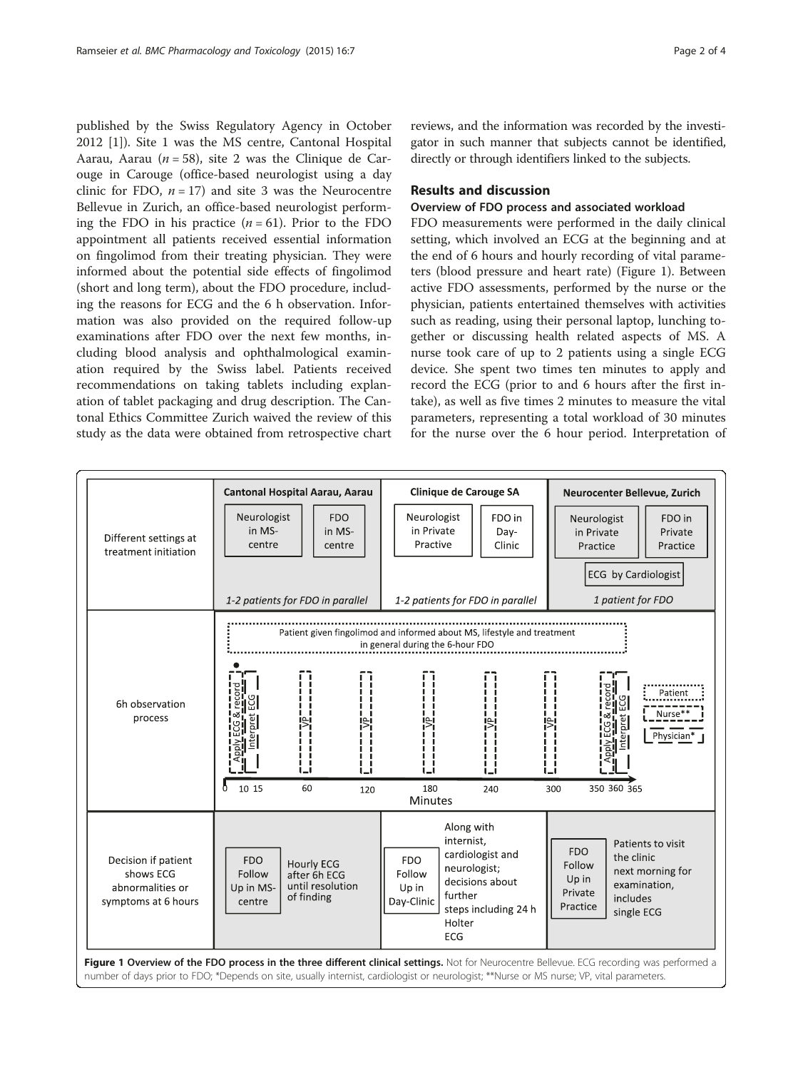published by the Swiss Regulatory Agency in October 2012 [1]). Site 1 was the MS centre, Cantonal Hospital Aarau, Aarau ($n = 58$), site 2 was the Clinique de Carouge in Carouge (office-based neurologist using a day clinic for FDO, $n = 17$) and site 3 was the Neurocentre Bellevue in Zurich, an office-based neurologist performing the FDO in his practice ($n = 61$). Prior to the FDO appointment all patients received essential information on fingolimod from their treating physician. They were informed about the potential side effects of fingolimod (short and long term), about the FDO procedure, including the reasons for ECG and the 6 h observation. Information was also provided on the required follow-up examinations after FDO over the next few months, including blood analysis and ophthalmological examination required by the Swiss label. Patients received recommendations on taking tablets including explanation of tablet packaging and drug description. The Cantonal Ethics Committee Zurich waived the review of this study as the data were obtained from retrospective chart reviews, and the information was recorded by the investigator in such manner that subjects cannot be identified, directly or through identifiers linked to the subjects.

## Results and discussion

### Overview of FDO process and associated workload

FDO measurements were performed in the daily clinical setting, which involved an ECG at the beginning and at the end of 6 hours and hourly recording of vital parameters (blood pressure and heart rate) (Figure 1). Between active FDO assessments, performed by the nurse or the physician, patients entertained themselves with activities such as reading, using their personal laptop, lunching together or discussing health related aspects of MS. A nurse took care of up to 2 patients using a single ECG device. She spent two times ten minutes to apply and record the ECG (prior to and 6 hours after the first intake), as well as five times 2 minutes to measure the vital parameters, representing a total workload of 30 minutes for the nurse over the 6 hour period. Interpretation of

| | Cantonal Hospital Aarau, Aarau | Clinique de Carouge SA | Neurocenter Bellevue, Zurich |
|---|---|---|---|
| Different settings at treatment initiation | Neurologist in MS-centre; FDO in MS-centre. 1-2 patients for FDO in parallel | Neurologist in Private Practive; FDO in Day-Clinic. 1-2 patients for FDO in parallel | Neurologist in Private Practice; FDO in Private Practice; ECG by Cardiologist. 1 patient for FDO |
| 6h observation process | Patient given fingolimod and informed about MS, lifestyle and treatment in general during the 6-hour FDO. Apply ECG & record, Interpret ECG (0–15 min); VP at 60, 120, 180, 240, 300 min; Apply ECG & record, Interpret ECG (350–365 min). Legend: Patient; Nurse**; Physician* | | |
| Decision if patient shows ECG abnormalities or symptoms at 6 hours | FDO Follow Up in MS-centre: Hourly ECG after 6h ECG until resolution of finding | FDO Follow Up in Day-Clinic: Along with internist, cardiologist and neurologist; decisions about further steps including 24 h Holter ECG | FDO Follow Up in Private Practice: Patients to visit the clinic next morning for examination, includes single ECG |

**Figure 1 Overview of the FDO process in the three different clinical settings.** Not for Neurocentre Bellevue. ECG recording was performed a number of days prior to FDO; *Depends on site, usually internist, cardiologist or neurologist; **Nurse or MS nurse; VP, vital parameters.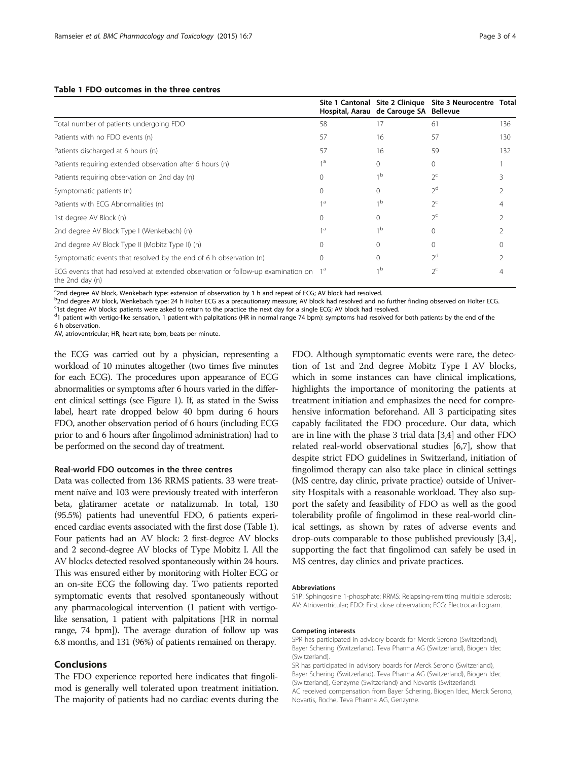**Table 1 FDO outcomes in the three centres**

| | Site 1 Cantonal Hospital, Aarau | Site 2 Clinique de Carouge SA | Site 3 Neurocentre Bellevue | Total |
|---|---|---|---|---|
| Total number of patients undergoing FDO | 58 | 17 | 61 | 136 |
| Patients with no FDO events (n) | 57 | 16 | 57 | 130 |
| Patients discharged at 6 hours (n) | 57 | 16 | 59 | 132 |
| Patients requiring extended observation after 6 hours (n) | 1[a] | 0 | 0 | 1 |
| Patients requiring observation on 2nd day (n) | 0 | 1[b] | 2[c] | 3 |
| Symptomatic patients (n) | 0 | 0 | 2[d] | 2 |
| Patients with ECG Abnormalities (n) | 1[a] | 1[b] | 2[c] | 4 |
| 1st degree AV Block (n) | 0 | 0 | 2[c] | 2 |
| 2nd degree AV Block Type I (Wenkebach) (n) | 1[a] | 1[b] | 0 | 2 |
| 2nd degree AV Block Type II (Mobitz Type II) (n) | 0 | 0 | 0 | 0 |
| Symptomatic events that resolved by the end of 6 h observation (n) | 0 | 0 | 2[d] | 2 |
| ECG events that had resolved at extended observation or follow-up examination on the 2nd day (n) | 1[a] | 1[b] | 2[c] | 4 |

[a]2nd degree AV block, Wenkebach type: extension of observation by 1 h and repeat of ECG; AV block had resolved.
[b]2nd degree AV block, Wenkebach type: 24 h Holter ECG as a precautionary measure; AV block had resolved and no further finding observed on Holter ECG.
[c]1st degree AV blocks: patients were asked to return to the practice the next day for a single ECG; AV block had resolved.
[d]1 patient with vertigo-like sensation, 1 patient with palpitations (HR in normal range 74 bpm): symptoms had resolved for both patients by the end of the 6 h observation.
AV, atrioventricular; HR, heart rate; bpm, beats per minute.

the ECG was carried out by a physician, representing a workload of 10 minutes altogether (two times five minutes for each ECG). The procedures upon appearance of ECG abnormalities or symptoms after 6 hours varied in the different clinical settings (see Figure 1). If, as stated in the Swiss label, heart rate dropped below 40 bpm during 6 hours FDO, another observation period of 6 hours (including ECG prior to and 6 hours after fingolimod administration) had to be performed on the second day of treatment.

#### Real-world FDO outcomes in the three centres

Data was collected from 136 RRMS patients. 33 were treatment naïve and 103 were previously treated with interferon beta, glatiramer acetate or natalizumab. In total, 130 (95.5%) patients had uneventful FDO, 6 patients experienced cardiac events associated with the first dose (Table 1). Four patients had an AV block: 2 first-degree AV blocks and 2 second-degree AV blocks of Type Mobitz I. All the AV blocks detected resolved spontaneously within 24 hours. This was ensured either by monitoring with Holter ECG or an on-site ECG the following day. Two patients reported symptomatic events that resolved spontaneously without any pharmacological intervention (1 patient with vertigo-like sensation, 1 patient with palpitations [HR in normal range, 74 bpm]). The average duration of follow up was 6.8 months, and 131 (96%) of patients remained on therapy.

## Conclusions

The FDO experience reported here indicates that fingolimod is generally well tolerated upon treatment initiation. The majority of patients had no cardiac events during the FDO. Although symptomatic events were rare, the detection of 1st and 2nd degree Mobitz Type I AV blocks, which in some instances can have clinical implications, highlights the importance of monitoring the patients at treatment initiation and emphasizes the need for comprehensive information beforehand. All 3 participating sites capably facilitated the FDO procedure. Our data, which are in line with the phase 3 trial data [3,4] and other FDO related real-world observational studies [6,7], show that despite strict FDO guidelines in Switzerland, initiation of fingolimod therapy can also take place in clinical settings (MS centre, day clinic, private practice) outside of University Hospitals with a reasonable workload. They also support the safety and feasibility of FDO as well as the good tolerability profile of fingolimod in these real-world clinical settings, as shown by rates of adverse events and drop-outs comparable to those published previously [3,4], supporting the fact that fingolimod can safely be used in MS centres, day clinics and private practices.

#### Abbreviations

S1P: Sphingosine 1-phosphate; RRMS: Relapsing-remitting multiple sclerosis; AV: Atrioventricular; FDO: First dose observation; ECG: Electrocardiogram.

#### Competing interests

SPR has participated in advisory boards for Merck Serono (Switzerland), Bayer Schering (Switzerland), Teva Pharma AG (Switzerland), Biogen Idec (Switzerland).
SR has participated in advisory boards for Merck Serono (Switzerland), Bayer Schering (Switzerland), Teva Pharma AG (Switzerland), Biogen Idec (Switzerland), Genzyme (Switzerland) and Novartis (Switzerland).
AC received compensation from Bayer Schering, Biogen Idec, Merck Serono, Novartis, Roche, Teva Pharma AG, Genzyme.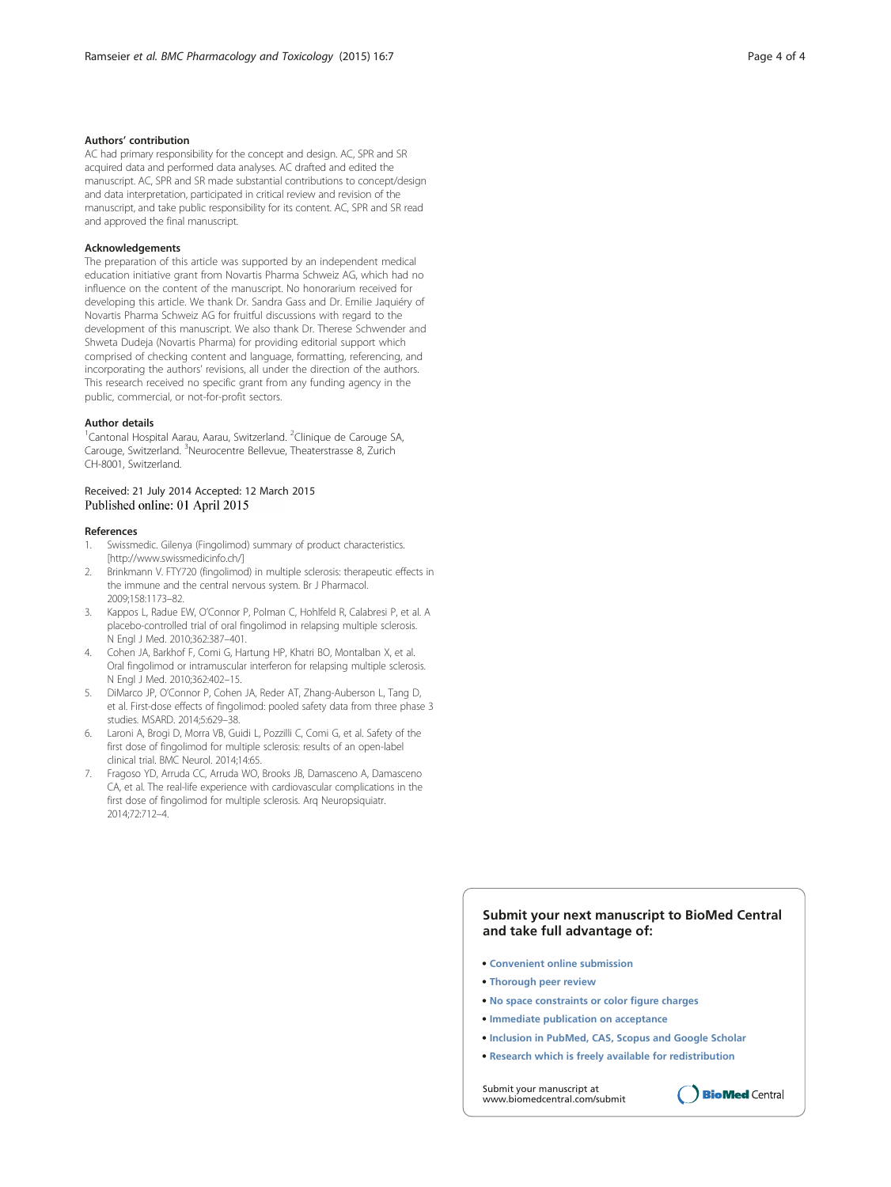### Authors' contribution

AC had primary responsibility for the concept and design. AC, SPR and SR acquired data and performed data analyses. AC drafted and edited the manuscript. AC, SPR and SR made substantial contributions to concept/design and data interpretation, participated in critical review and revision of the manuscript, and take public responsibility for its content. AC, SPR and SR read and approved the final manuscript.

### Acknowledgements

The preparation of this article was supported by an independent medical education initiative grant from Novartis Pharma Schweiz AG, which had no influence on the content of the manuscript. No honorarium received for developing this article. We thank Dr. Sandra Gass and Dr. Emilie Jaquiéry of Novartis Pharma Schweiz AG for fruitful discussions with regard to the development of this manuscript. We also thank Dr. Therese Schwender and Shweta Dudeja (Novartis Pharma) for providing editorial support which comprised of checking content and language, formatting, referencing, and incorporating the authors' revisions, all under the direction of the authors. This research received no specific grant from any funding agency in the public, commercial, or not-for-profit sectors.

### Author details

[1]Cantonal Hospital Aarau, Aarau, Switzerland. [2]Clinique de Carouge SA, Carouge, Switzerland. [3]Neurocentre Bellevue, Theaterstrasse 8, Zurich CH-8001, Switzerland.

Received: 21 July 2014 Accepted: 12 March 2015
Published online: 01 April 2015

### References

1. Swissmedic. Gilenya (Fingolimod) summary of product characteristics. [http://www.swissmedicinfo.ch/]
2. Brinkmann V. FTY720 (fingolimod) in multiple sclerosis: therapeutic effects in the immune and the central nervous system. Br J Pharmacol. 2009;158:1173–82.
3. Kappos L, Radue EW, O'Connor P, Polman C, Hohlfeld R, Calabresi P, et al. A placebo-controlled trial of oral fingolimod in relapsing multiple sclerosis. N Engl J Med. 2010;362:387–401.
4. Cohen JA, Barkhof F, Comi G, Hartung HP, Khatri BO, Montalban X, et al. Oral fingolimod or intramuscular interferon for relapsing multiple sclerosis. N Engl J Med. 2010;362:402–15.
5. DiMarco JP, O'Connor P, Cohen JA, Reder AT, Zhang-Auberson L, Tang D, et al. First-dose effects of fingolimod: pooled safety data from three phase 3 studies. MSARD. 2014;5:629–38.
6. Laroni A, Brogi D, Morra VB, Guidi L, Pozzilli C, Comi G, et al. Safety of the first dose of fingolimod for multiple sclerosis: results of an open-label clinical trial. BMC Neurol. 2014;14:65.
7. Fragoso YD, Arruda CC, Arruda WO, Brooks JB, Damasceno A, Damasceno CA, et al. The real-life experience with cardiovascular complications in the first dose of fingolimod for multiple sclerosis. Arq Neuropsiquiatr. 2014;72:712–4.

**Submit your next manuscript to BioMed Central and take full advantage of:**

- Convenient online submission
- Thorough peer review
- No space constraints or color figure charges
- Immediate publication on acceptance
- Inclusion in PubMed, CAS, Scopus and Google Scholar
- Research which is freely available for redistribution

Submit your manuscript at
www.biomedcentral.com/submit

BioMed Central